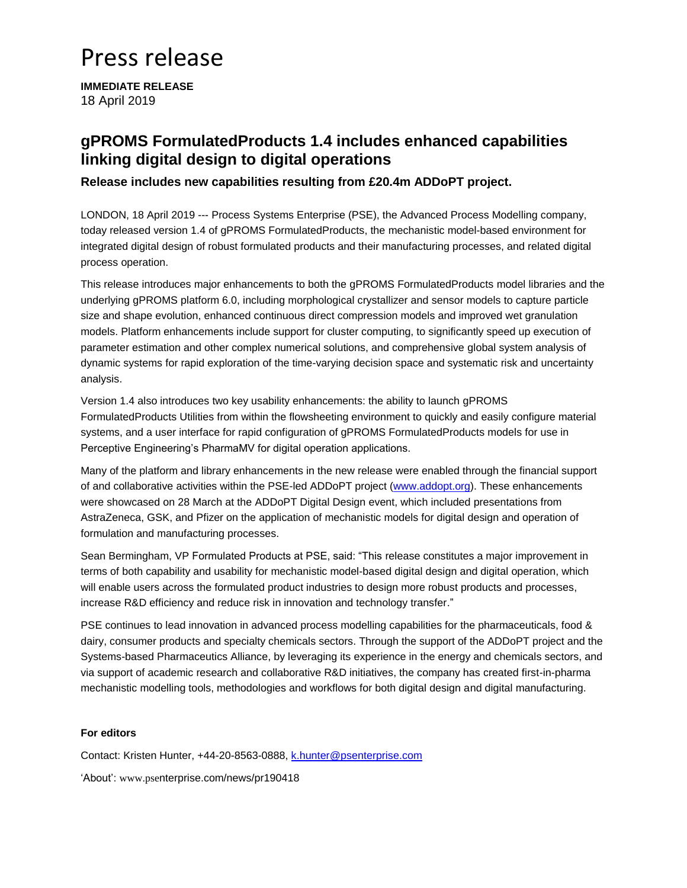# Press release

**IMMEDIATE RELEASE**
18 April 2019

## gPROMS FormulatedProducts 1.4 includes enhanced capabilities linking digital design to digital operations

**Release includes new capabilities resulting from £20.4m ADDoPT project.**

LONDON, 18 April 2019 --- Process Systems Enterprise (PSE), the Advanced Process Modelling company, today released version 1.4 of gPROMS FormulatedProducts, the mechanistic model-based environment for integrated digital design of robust formulated products and their manufacturing processes, and related digital process operation.

This release introduces major enhancements to both the gPROMS FormulatedProducts model libraries and the underlying gPROMS platform 6.0, including morphological crystallizer and sensor models to capture particle size and shape evolution, enhanced continuous direct compression models and improved wet granulation models. Platform enhancements include support for cluster computing, to significantly speed up execution of parameter estimation and other complex numerical solutions, and comprehensive global system analysis of dynamic systems for rapid exploration of the time-varying decision space and systematic risk and uncertainty analysis.

Version 1.4 also introduces two key usability enhancements: the ability to launch gPROMS FormulatedProducts Utilities from within the flowsheeting environment to quickly and easily configure material systems, and a user interface for rapid configuration of gPROMS FormulatedProducts models for use in Perceptive Engineering's PharmaMV for digital operation applications.

Many of the platform and library enhancements in the new release were enabled through the financial support of and collaborative activities within the PSE-led ADDoPT project (www.addopt.org). These enhancements were showcased on 28 March at the ADDoPT Digital Design event, which included presentations from AstraZeneca, GSK, and Pfizer on the application of mechanistic models for digital design and operation of formulation and manufacturing processes.

Sean Bermingham, VP Formulated Products at PSE, said: "This release constitutes a major improvement in terms of both capability and usability for mechanistic model-based digital design and digital operation, which will enable users across the formulated product industries to design more robust products and processes, increase R&D efficiency and reduce risk in innovation and technology transfer."

PSE continues to lead innovation in advanced process modelling capabilities for the pharmaceuticals, food & dairy, consumer products and specialty chemicals sectors. Through the support of the ADDoPT project and the Systems-based Pharmaceutics Alliance, by leveraging its experience in the energy and chemicals sectors, and via support of academic research and collaborative R&D initiatives, the company has created first-in-pharma mechanistic modelling tools, methodologies and workflows for both digital design and digital manufacturing.

**For editors**

Contact: Kristen Hunter, +44-20-8563-0888, k.hunter@psenterprise.com

'About': www.psenterprise.com/news/pr190418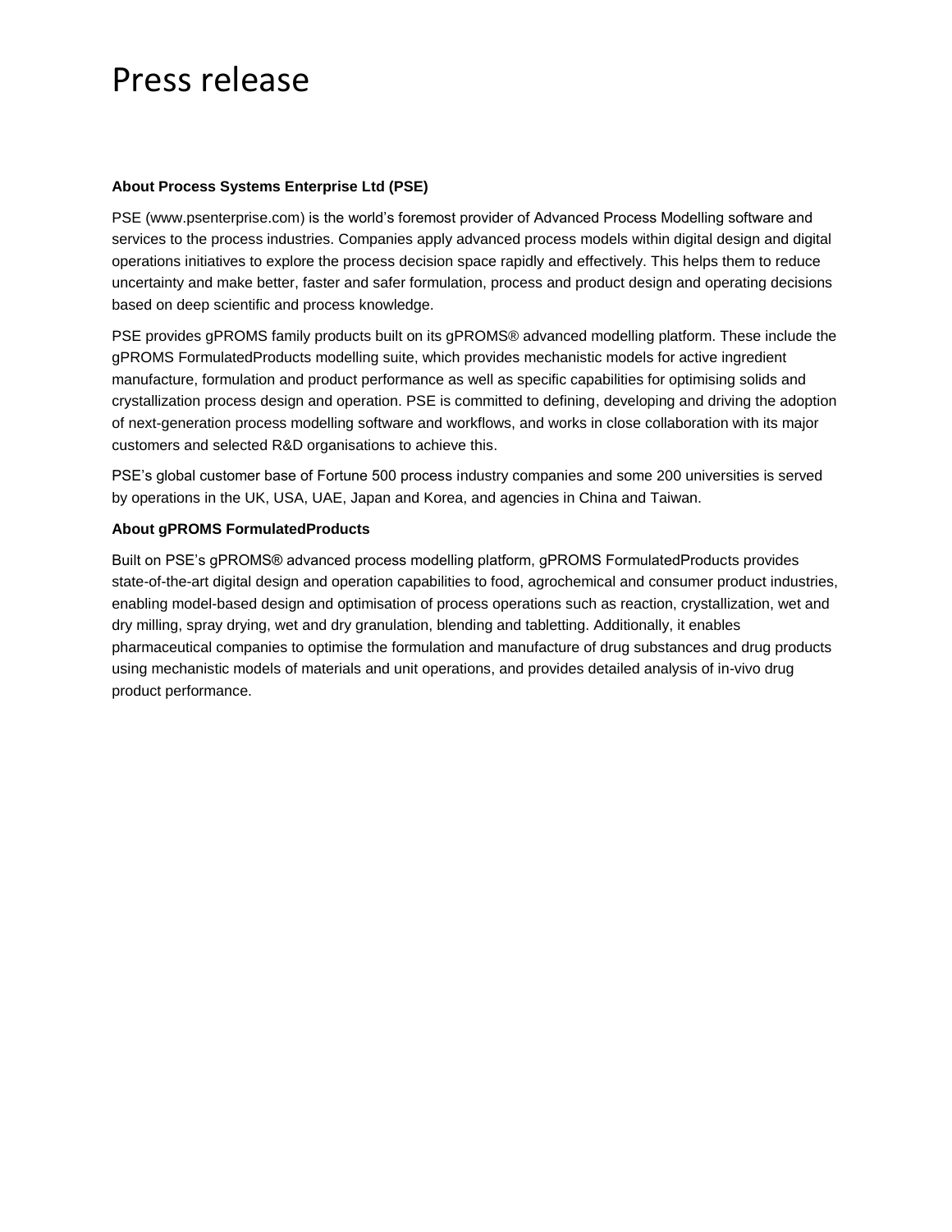# Press release

**About Process Systems Enterprise Ltd (PSE)**

PSE (www.psenterprise.com) is the world's foremost provider of Advanced Process Modelling software and services to the process industries. Companies apply advanced process models within digital design and digital operations initiatives to explore the process decision space rapidly and effectively. This helps them to reduce uncertainty and make better, faster and safer formulation, process and product design and operating decisions based on deep scientific and process knowledge.

PSE provides gPROMS family products built on its gPROMS® advanced modelling platform. These include the gPROMS FormulatedProducts modelling suite, which provides mechanistic models for active ingredient manufacture, formulation and product performance as well as specific capabilities for optimising solids and crystallization process design and operation. PSE is committed to defining, developing and driving the adoption of next-generation process modelling software and workflows, and works in close collaboration with its major customers and selected R&D organisations to achieve this.

PSE's global customer base of Fortune 500 process industry companies and some 200 universities is served by operations in the UK, USA, UAE, Japan and Korea, and agencies in China and Taiwan.

**About gPROMS FormulatedProducts**

Built on PSE's gPROMS® advanced process modelling platform, gPROMS FormulatedProducts provides state-of-the-art digital design and operation capabilities to food, agrochemical and consumer product industries, enabling model-based design and optimisation of process operations such as reaction, crystallization, wet and dry milling, spray drying, wet and dry granulation, blending and tabletting. Additionally, it enables pharmaceutical companies to optimise the formulation and manufacture of drug substances and drug products using mechanistic models of materials and unit operations, and provides detailed analysis of in-vivo drug product performance.